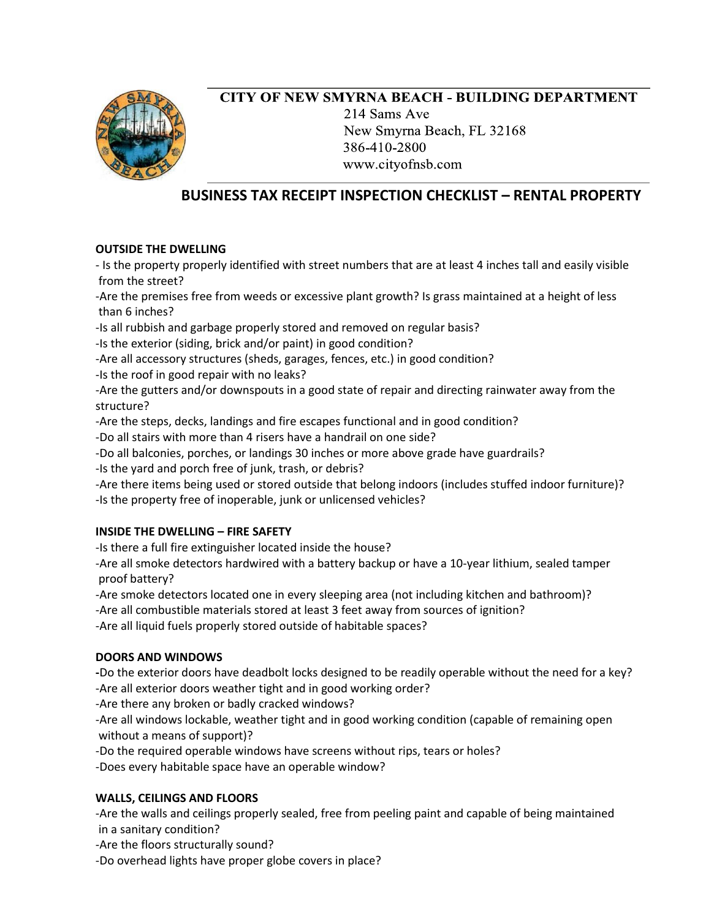**CITY OF NEW SMYRNA BEACH - BUILDING DEPARTMENT**

214 Sams Ave
New Smyrna Beach, FL 32168
386-410-2800
www.cityofnsb.com

# BUSINESS TAX RECEIPT INSPECTION CHECKLIST – RENTAL PROPERTY

## OUTSIDE THE DWELLING

- Is the property properly identified with street numbers that are at least 4 inches tall and easily visible from the street?
- Are the premises free from weeds or excessive plant growth? Is grass maintained at a height of less than 6 inches?
- Is all rubbish and garbage properly stored and removed on regular basis?
- Is the exterior (siding, brick and/or paint) in good condition?
- Are all accessory structures (sheds, garages, fences, etc.) in good condition?
- Is the roof in good repair with no leaks?
- Are the gutters and/or downspouts in a good state of repair and directing rainwater away from the structure?
- Are the steps, decks, landings and fire escapes functional and in good condition?
- Do all stairs with more than 4 risers have a handrail on one side?
- Do all balconies, porches, or landings 30 inches or more above grade have guardrails?
- Is the yard and porch free of junk, trash, or debris?
- Are there items being used or stored outside that belong indoors (includes stuffed indoor furniture)?
- Is the property free of inoperable, junk or unlicensed vehicles?

## INSIDE THE DWELLING – FIRE SAFETY

- Is there a full fire extinguisher located inside the house?
- Are all smoke detectors hardwired with a battery backup or have a 10-year lithium, sealed tamper proof battery?
- Are smoke detectors located one in every sleeping area (not including kitchen and bathroom)?
- Are all combustible materials stored at least 3 feet away from sources of ignition?
- Are all liquid fuels properly stored outside of habitable spaces?

## DOORS AND WINDOWS

- Do the exterior doors have deadbolt locks designed to be readily operable without the need for a key?
- Are all exterior doors weather tight and in good working order?
- Are there any broken or badly cracked windows?
- Are all windows lockable, weather tight and in good working condition (capable of remaining open without a means of support)?
- Do the required operable windows have screens without rips, tears or holes?
- Does every habitable space have an operable window?

## WALLS, CEILINGS AND FLOORS

- Are the walls and ceilings properly sealed, free from peeling paint and capable of being maintained in a sanitary condition?
- Are the floors structurally sound?
- Do overhead lights have proper globe covers in place?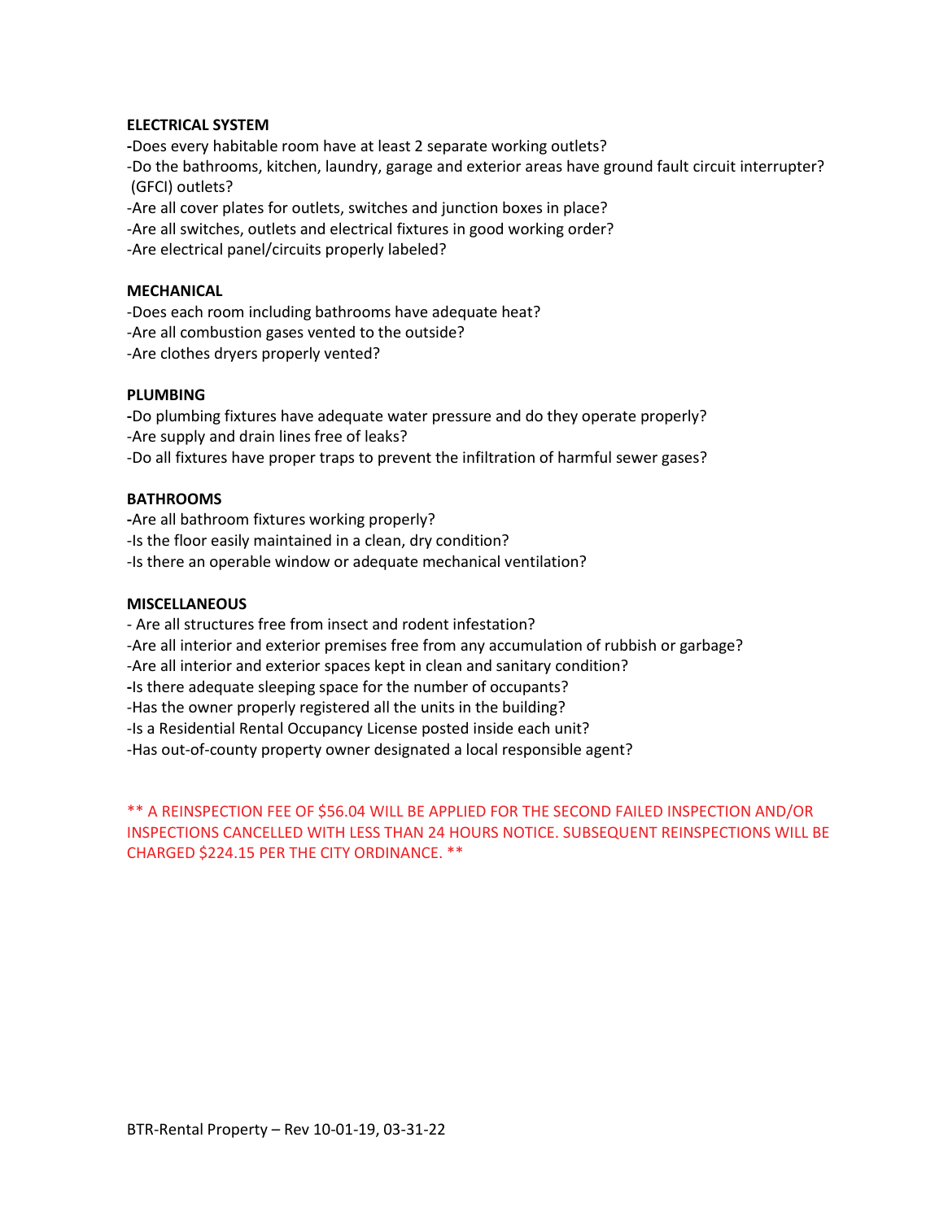**ELECTRICAL SYSTEM**

-Does every habitable room have at least 2 separate working outlets?

-Do the bathrooms, kitchen, laundry, garage and exterior areas have ground fault circuit interrupter? (GFCI) outlets?

-Are all cover plates for outlets, switches and junction boxes in place?

-Are all switches, outlets and electrical fixtures in good working order?

-Are electrical panel/circuits properly labeled?

**MECHANICAL**

-Does each room including bathrooms have adequate heat?

-Are all combustion gases vented to the outside?

-Are clothes dryers properly vented?

**PLUMBING**

-Do plumbing fixtures have adequate water pressure and do they operate properly?

-Are supply and drain lines free of leaks?

-Do all fixtures have proper traps to prevent the infiltration of harmful sewer gases?

**BATHROOMS**

-Are all bathroom fixtures working properly?

-Is the floor easily maintained in a clean, dry condition?

-Is there an operable window or adequate mechanical ventilation?

**MISCELLANEOUS**

- Are all structures free from insect and rodent infestation?

-Are all interior and exterior premises free from any accumulation of rubbish or garbage?

-Are all interior and exterior spaces kept in clean and sanitary condition?

-Is there adequate sleeping space for the number of occupants?

-Has the owner properly registered all the units in the building?

-Is a Residential Rental Occupancy License posted inside each unit?

-Has out-of-county property owner designated a local responsible agent?

** A REINSPECTION FEE OF $56.04 WILL BE APPLIED FOR THE SECOND FAILED INSPECTION AND/OR INSPECTIONS CANCELLED WITH LESS THAN 24 HOURS NOTICE. SUBSEQUENT REINSPECTIONS WILL BE CHARGED $224.15 PER THE CITY ORDINANCE. **

BTR-Rental Property – Rev 10-01-19, 03-31-22